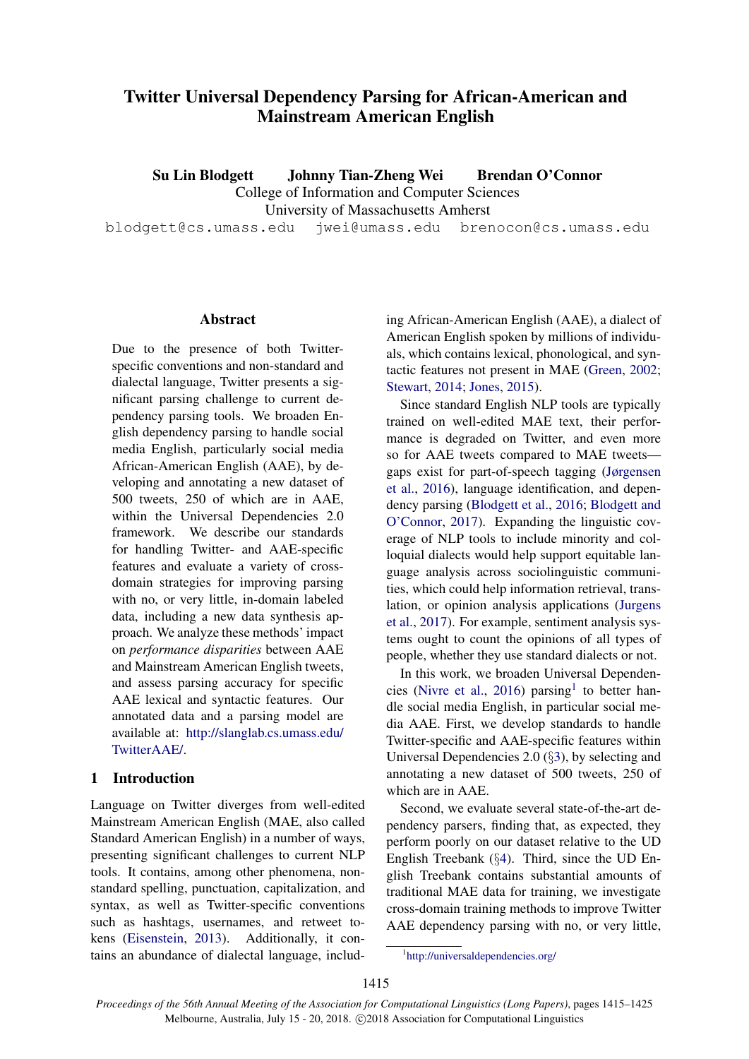# Twitter Universal Dependency Parsing for African-American and Mainstream American English

**Su Lin Blodgett** **Johnny Tian-Zheng Wei** **Brendan O'Connor**

College of Information and Computer Sciences
University of Massachusetts Amherst

blodgett@cs.umass.edu jwei@umass.edu brenocon@cs.umass.edu

## Abstract

Due to the presence of both Twitter-specific conventions and non-standard and dialectal language, Twitter presents a significant parsing challenge to current dependency parsing tools. We broaden English dependency parsing to handle social media English, particularly social media African-American English (AAE), by developing and annotating a new dataset of 500 tweets, 250 of which are in AAE, within the Universal Dependencies 2.0 framework. We describe our standards for handling Twitter- and AAE-specific features and evaluate a variety of cross-domain strategies for improving parsing with no, or very little, in-domain labeled data, including a new data synthesis approach. We analyze these methods' impact on *performance disparities* between AAE and Mainstream American English tweets, and assess parsing accuracy for specific AAE lexical and syntactic features. Our annotated data and a parsing model are available at: http://slanglab.cs.umass.edu/TwitterAAE/.

## 1 Introduction

Language on Twitter diverges from well-edited Mainstream American English (MAE, also called Standard American English) in a number of ways, presenting significant challenges to current NLP tools. It contains, among other phenomena, non-standard spelling, punctuation, capitalization, and syntax, as well as Twitter-specific conventions such as hashtags, usernames, and retweet tokens (Eisenstein, 2013). Additionally, it contains an abundance of dialectal language, including African-American English (AAE), a dialect of American English spoken by millions of individuals, which contains lexical, phonological, and syntactic features not present in MAE (Green, 2002; Stewart, 2014; Jones, 2015).

Since standard English NLP tools are typically trained on well-edited MAE text, their performance is degraded on Twitter, and even more so for AAE tweets compared to MAE tweets—gaps exist for part-of-speech tagging (Jørgensen et al., 2016), language identification, and dependency parsing (Blodgett et al., 2016; Blodgett and O'Connor, 2017). Expanding the linguistic coverage of NLP tools to include minority and colloquial dialects would help support equitable language analysis across sociolinguistic communities, which could help information retrieval, translation, or opinion analysis applications (Jurgens et al., 2017). For example, sentiment analysis systems ought to count the opinions of all types of people, whether they use standard dialects or not.

In this work, we broaden Universal Dependencies (Nivre et al., 2016) parsing[1] to better handle social media English, in particular social media AAE. First, we develop standards to handle Twitter-specific and AAE-specific features within Universal Dependencies 2.0 (§3), by selecting and annotating a new dataset of 500 tweets, 250 of which are in AAE.

Second, we evaluate several state-of-the-art dependency parsers, finding that, as expected, they perform poorly on our dataset relative to the UD English Treebank (§4). Third, since the UD English Treebank contains substantial amounts of traditional MAE data for training, we investigate cross-domain training methods to improve Twitter AAE dependency parsing with no, or very little,

[1] http://universaldependencies.org/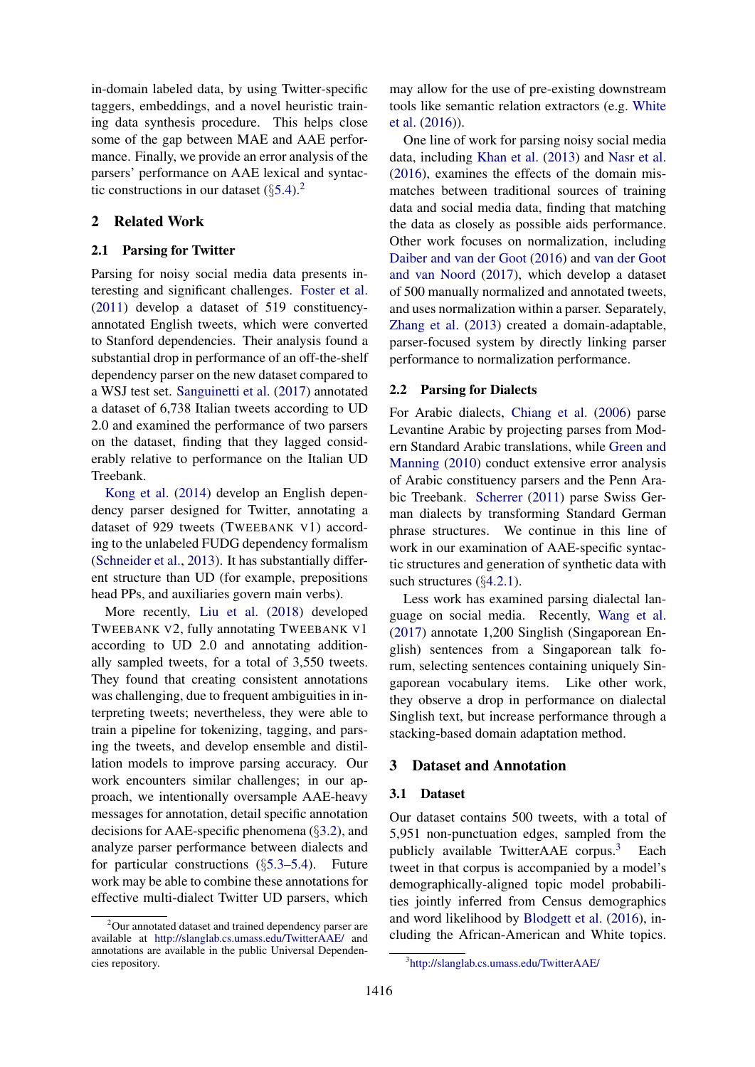in-domain labeled data, by using Twitter-specific taggers, embeddings, and a novel heuristic training data synthesis procedure. This helps close some of the gap between MAE and AAE performance. Finally, we provide an error analysis of the parsers' performance on AAE lexical and syntactic constructions in our dataset (§5.4).[2]

## 2 Related Work

### 2.1 Parsing for Twitter

Parsing for noisy social media data presents interesting and significant challenges. Foster et al. (2011) develop a dataset of 519 constituency-annotated English tweets, which were converted to Stanford dependencies. Their analysis found a substantial drop in performance of an off-the-shelf dependency parser on the new dataset compared to a WSJ test set. Sanguinetti et al. (2017) annotated a dataset of 6,738 Italian tweets according to UD 2.0 and examined the performance of two parsers on the dataset, finding that they lagged considerably relative to performance on the Italian UD Treebank.

Kong et al. (2014) develop an English dependency parser designed for Twitter, annotating a dataset of 929 tweets (TWEEBANK V1) according to the unlabeled FUDG dependency formalism (Schneider et al., 2013). It has substantially different structure than UD (for example, prepositions head PPs, and auxiliaries govern main verbs).

More recently, Liu et al. (2018) developed TWEEBANK V2, fully annotating TWEEBANK V1 according to UD 2.0 and annotating additionally sampled tweets, for a total of 3,550 tweets. They found that creating consistent annotations was challenging, due to frequent ambiguities in interpreting tweets; nevertheless, they were able to train a pipeline for tokenizing, tagging, and parsing the tweets, and develop ensemble and distillation models to improve parsing accuracy. Our work encounters similar challenges; in our approach, we intentionally oversample AAE-heavy messages for annotation, detail specific annotation decisions for AAE-specific phenomena (§3.2), and analyze parser performance between dialects and for particular constructions (§5.3–5.4). Future work may be able to combine these annotations for effective multi-dialect Twitter UD parsers, which may allow for the use of pre-existing downstream tools like semantic relation extractors (e.g. White et al. (2016)).

One line of work for parsing noisy social media data, including Khan et al. (2013) and Nasr et al. (2016), examines the effects of the domain mismatches between traditional sources of training data and social media data, finding that matching the data as closely as possible aids performance. Other work focuses on normalization, including Daiber and van der Goot (2016) and van der Goot and van Noord (2017), which develop a dataset of 500 manually normalized and annotated tweets, and uses normalization within a parser. Separately, Zhang et al. (2013) created a domain-adaptable, parser-focused system by directly linking parser performance to normalization performance.

### 2.2 Parsing for Dialects

For Arabic dialects, Chiang et al. (2006) parse Levantine Arabic by projecting parses from Modern Standard Arabic translations, while Green and Manning (2010) conduct extensive error analysis of Arabic constituency parsers and the Penn Arabic Treebank. Scherrer (2011) parse Swiss German dialects by transforming Standard German phrase structures. We continue in this line of work in our examination of AAE-specific syntactic structures and generation of synthetic data with such structures (§4.2.1).

Less work has examined parsing dialectal language on social media. Recently, Wang et al. (2017) annotate 1,200 Singlish (Singaporean English) sentences from a Singaporean talk forum, selecting sentences containing uniquely Singaporean vocabulary items. Like other work, they observe a drop in performance on dialectal Singlish text, but increase performance through a stacking-based domain adaptation method.

## 3 Dataset and Annotation

### 3.1 Dataset

Our dataset contains 500 tweets, with a total of 5,951 non-punctuation edges, sampled from the publicly available TwitterAAE corpus.[3] Each tweet in that corpus is accompanied by a model's demographically-aligned topic model probabilities jointly inferred from Census demographics and word likelihood by Blodgett et al. (2016), including the African-American and White topics.

[2] Our annotated dataset and trained dependency parser are available at http://slanglab.cs.umass.edu/TwitterAAE/ and annotations are available in the public Universal Dependencies repository.

[3] http://slanglab.cs.umass.edu/TwitterAAE/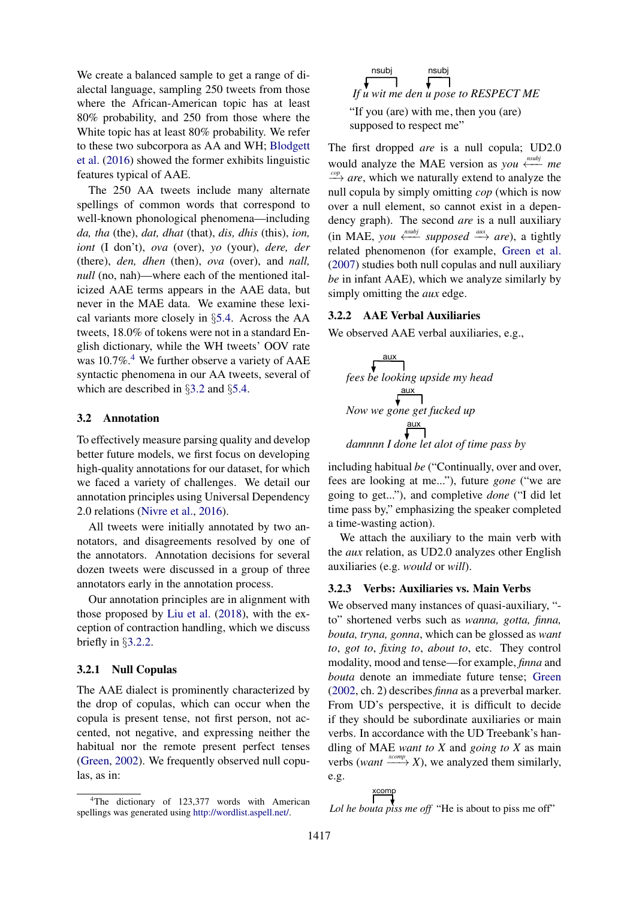We create a balanced sample to get a range of dialectal language, sampling 250 tweets from those where the African-American topic has at least 80% probability, and 250 from those where the White topic has at least 80% probability. We refer to these two subcorpora as AA and WH; Blodgett et al. (2016) showed the former exhibits linguistic features typical of AAE.

The 250 AA tweets include many alternate spellings of common words that correspond to well-known phonological phenomena—including *da, tha* (the), *dat, dhat* (that), *dis, dhis* (this), *ion, iont* (I don't), *ova* (over), *yo* (your), *dere, der* (there), *den, dhen* (then), *ova* (over), and *nall, null* (no, nah)—where each of the mentioned italicized AAE terms appears in the AAE data, but never in the MAE data. We examine these lexical variants more closely in §5.4. Across the AA tweets, 18.0% of tokens were not in a standard English dictionary, while the WH tweets' OOV rate was 10.7%.[4] We further observe a variety of AAE syntactic phenomena in our AA tweets, several of which are described in §3.2 and §5.4.

## 3.2 Annotation

To effectively measure parsing quality and develop better future models, we first focus on developing high-quality annotations for our dataset, for which we faced a variety of challenges. We detail our annotation principles using Universal Dependency 2.0 relations (Nivre et al., 2016).

All tweets were initially annotated by two annotators, and disagreements resolved by one of the annotators. Annotation decisions for several dozen tweets were discussed in a group of three annotators early in the annotation process.

Our annotation principles are in alignment with those proposed by Liu et al. (2018), with the exception of contraction handling, which we discuss briefly in §3.2.2.

### 3.2.1 Null Copulas

The AAE dialect is prominently characterized by the drop of copulas, which can occur when the copula is present tense, not first person, not accented, not negative, and expressing neither the habitual nor the remote present perfect tenses (Green, 2002). We frequently observed null copulas, as in:

*If u wit me den u pose to RESPECT ME* (nsubj: wit → u; nsubj: pose → u)

"If you (are) with me, then you (are) supposed to respect me"

The first dropped *are* is a null copula; UD2.0 would analyze the MAE version as *you* $\xleftarrow{nsubj}$ *me* $\xrightarrow{cop}$ *are*, which we naturally extend to analyze the null copula by simply omitting *cop* (which is now over a null element, so cannot exist in a dependency graph). The second *are* is a null auxiliary (in MAE, *you* $\xleftarrow{nsubj}$ *supposed* $\xrightarrow{aux}$ *are*), a tightly related phenomenon (for example, Green et al. (2007) studies both null copulas and null auxiliary *be* in infant AAE), which we analyze similarly by simply omitting the *aux* edge.

### 3.2.2 AAE Verbal Auxiliaries

We observed AAE verbal auxiliaries, e.g.,

*fees be looking upside my head* (aux: looking → be)

*Now we gone get fucked up* (aux: get → gone)

*damnnn I done let alot of time pass by* (aux: let → done)

including habitual *be* ("Continually, over and over, fees are looking at me..."), future *gone* ("we are going to get..."), and completive *done* ("I did let time pass by," emphasizing the speaker completed a time-wasting action).

We attach the auxiliary to the main verb with the *aux* relation, as UD2.0 analyzes other English auxiliaries (e.g. *would* or *will*).

### 3.2.3 Verbs: Auxiliaries vs. Main Verbs

We observed many instances of quasi-auxiliary, "-to" shortened verbs such as *wanna, gotta, finna, bouta, tryna, gonna*, which can be glossed as *want to*, *got to*, *fixing to*, *about to*, etc. They control modality, mood and tense—for example, *finna* and *bouta* denote an immediate future tense; Green (2002, ch. 2) describes *finna* as a preverbal marker. From UD's perspective, it is difficult to decide if they should be subordinate auxiliaries or main verbs. In accordance with the UD Treebank's handling of MAE *want to X* and *going to X* as main verbs (*want* $\xrightarrow{xcomp}$ *X*), we analyzed them similarly, e.g.

*Lol he bouta piss me off* (xcomp: bouta → piss) "He is about to piss me off"

[4]The dictionary of 123,377 words with American spellings was generated using http://wordlist.aspell.net/.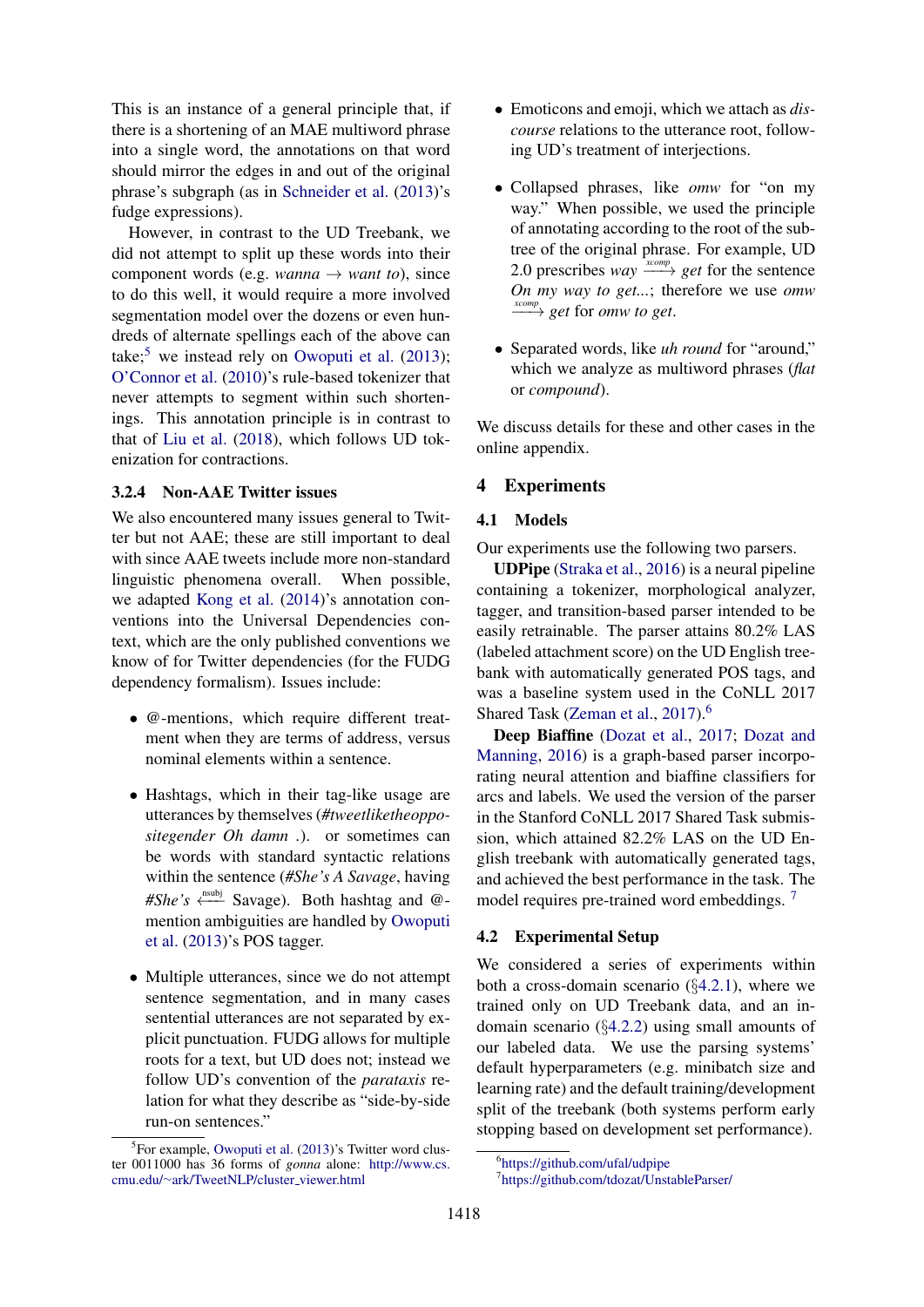This is an instance of a general principle that, if there is a shortening of an MAE multiword phrase into a single word, the annotations on that word should mirror the edges in and out of the original phrase's subgraph (as in Schneider et al. (2013)'s fudge expressions).

However, in contrast to the UD Treebank, we did not attempt to split up these words into their component words (e.g. *wanna* → *want to*), since to do this well, it would require a more involved segmentation model over the dozens or even hundreds of alternate spellings each of the above can take;[5] we instead rely on Owoputi et al. (2013); O'Connor et al. (2010)'s rule-based tokenizer that never attempts to segment within such shortenings. This annotation principle is in contrast to that of Liu et al. (2018), which follows UD tokenization for contractions.

### 3.2.4 Non-AAE Twitter issues

We also encountered many issues general to Twitter but not AAE; these are still important to deal with since AAE tweets include more non-standard linguistic phenomena overall. When possible, we adapted Kong et al. (2014)'s annotation conventions into the Universal Dependencies context, which are the only published conventions we know of for Twitter dependencies (for the FUDG dependency formalism). Issues include:

- @-mentions, which require different treatment when they are terms of address, versus nominal elements within a sentence.
- Hashtags, which in their tag-like usage are utterances by themselves (*#tweetliketheoppositegender Oh damn .*). or sometimes can be words with standard syntactic relations within the sentence (*#She's A Savage*, having *#She's* $\xleftarrow{\text{nsubj}}$ Savage). Both hashtag and @-mention ambiguities are handled by Owoputi et al. (2013)'s POS tagger.
- Multiple utterances, since we do not attempt sentence segmentation, and in many cases sentential utterances are not separated by explicit punctuation. FUDG allows for multiple roots for a text, but UD does not; instead we follow UD's convention of the *parataxis* relation for what they describe as "side-by-side run-on sentences."
- Emoticons and emoji, which we attach as *discourse* relations to the utterance root, following UD's treatment of interjections.
- Collapsed phrases, like *omw* for "on my way." When possible, we used the principle of annotating according to the root of the subtree of the original phrase. For example, UD 2.0 prescribes *way* $\xrightarrow{xcomp}$ *get* for the sentence *On my way to get...*; therefore we use *omw* $\xrightarrow{xcomp}$ *get* for *omw to get*.
- Separated words, like *uh round* for "around," which we analyze as multiword phrases (*flat* or *compound*).

We discuss details for these and other cases in the online appendix.

## 4 Experiments

### 4.1 Models

Our experiments use the following two parsers.

**UDPipe** (Straka et al., 2016) is a neural pipeline containing a tokenizer, morphological analyzer, tagger, and transition-based parser intended to be easily retrainable. The parser attains 80.2% LAS (labeled attachment score) on the UD English treebank with automatically generated POS tags, and was a baseline system used in the CoNLL 2017 Shared Task (Zeman et al., 2017).[6]

**Deep Biaffine** (Dozat et al., 2017; Dozat and Manning, 2016) is a graph-based parser incorporating neural attention and biaffine classifiers for arcs and labels. We used the version of the parser in the Stanford CoNLL 2017 Shared Task submission, which attained 82.2% LAS on the UD English treebank with automatically generated tags, and achieved the best performance in the task. The model requires pre-trained word embeddings. [7]

### 4.2 Experimental Setup

We considered a series of experiments within both a cross-domain scenario (§4.2.1), where we trained only on UD Treebank data, and an in-domain scenario (§4.2.2) using small amounts of our labeled data. We use the parsing systems' default hyperparameters (e.g. minibatch size and learning rate) and the default training/development split of the treebank (both systems perform early stopping based on development set performance).

[5] For example, Owoputi et al. (2013)'s Twitter word cluster 0011000 has 36 forms of *gonna* alone: http://www.cs.cmu.edu/~ark/TweetNLP/cluster_viewer.html

[6] https://github.com/ufal/udpipe

[7] https://github.com/tdozat/UnstableParser/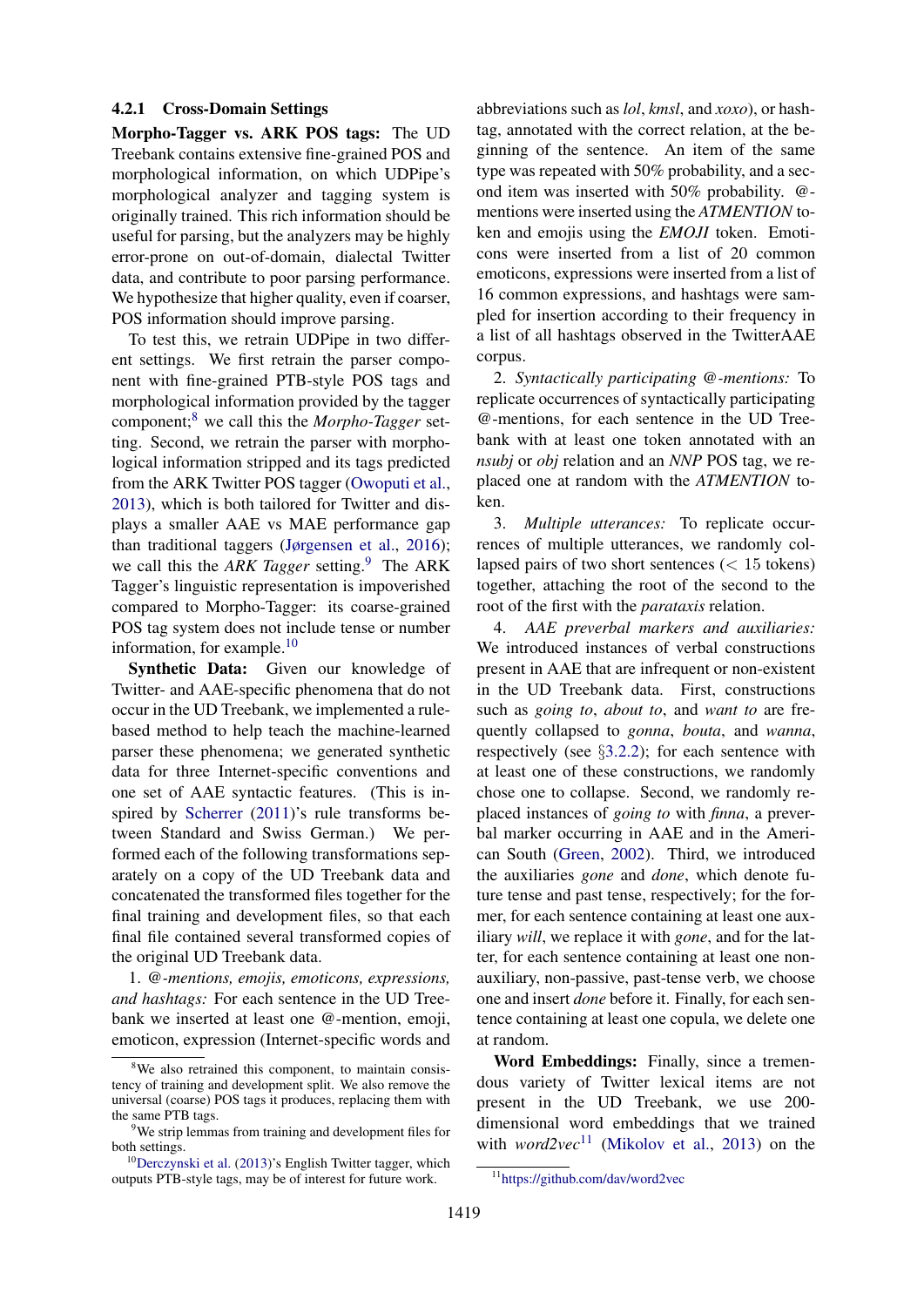### 4.2.1 Cross-Domain Settings

**Morpho-Tagger vs. ARK POS tags:** The UD Treebank contains extensive fine-grained POS and morphological information, on which UDPipe's morphological analyzer and tagging system is originally trained. This rich information should be useful for parsing, but the analyzers may be highly error-prone on out-of-domain, dialectal Twitter data, and contribute to poor parsing performance. We hypothesize that higher quality, even if coarser, POS information should improve parsing.

To test this, we retrain UDPipe in two different settings. We first retrain the parser component with fine-grained PTB-style POS tags and morphological information provided by the tagger component;[8] we call this the *Morpho-Tagger* setting. Second, we retrain the parser with morphological information stripped and its tags predicted from the ARK Twitter POS tagger (Owoputi et al., 2013), which is both tailored for Twitter and displays a smaller AAE vs MAE performance gap than traditional taggers (Jørgensen et al., 2016); we call this the *ARK Tagger* setting.[9] The ARK Tagger's linguistic representation is impoverished compared to Morpho-Tagger: its coarse-grained POS tag system does not include tense or number information, for example.[10]

**Synthetic Data:** Given our knowledge of Twitter- and AAE-specific phenomena that do not occur in the UD Treebank, we implemented a rule-based method to help teach the machine-learned parser these phenomena; we generated synthetic data for three Internet-specific conventions and one set of AAE syntactic features. (This is inspired by Scherrer (2011)'s rule transforms between Standard and Swiss German.) We performed each of the following transformations separately on a copy of the UD Treebank data and concatenated the transformed files together for the final training and development files, so that each final file contained several transformed copies of the original UD Treebank data.

1. *@-mentions, emojis, emoticons, expressions, and hashtags:* For each sentence in the UD Treebank we inserted at least one @-mention, emoji, emoticon, expression (Internet-specific words and abbreviations such as *lol*, *kmsl*, and *xoxo*), or hashtag, annotated with the correct relation, at the beginning of the sentence. An item of the same type was repeated with 50% probability, and a second item was inserted with 50% probability. @-mentions were inserted using the *ATMENTION* token and emojis using the *EMOJI* token. Emoticons were inserted from a list of 20 common emoticons, expressions were inserted from a list of 16 common expressions, and hashtags were sampled for insertion according to their frequency in a list of all hashtags observed in the TwitterAAE corpus.

2. *Syntactically participating @-mentions:* To replicate occurrences of syntactically participating @-mentions, for each sentence in the UD Treebank with at least one token annotated with an *nsubj* or *obj* relation and an *NNP* POS tag, we replaced one at random with the *ATMENTION* token.

3. *Multiple utterances:* To replicate occurrences of multiple utterances, we randomly collapsed pairs of two short sentences ($<$ 15 tokens) together, attaching the root of the second to the root of the first with the *parataxis* relation.

4. *AAE preverbal markers and auxiliaries:* We introduced instances of verbal constructions present in AAE that are infrequent or non-existent in the UD Treebank data. First, constructions such as *going to*, *about to*, and *want to* are frequently collapsed to *gonna*, *bouta*, and *wanna*, respectively (see §3.2.2); for each sentence with at least one of these constructions, we randomly chose one to collapse. Second, we randomly replaced instances of *going to* with *finna*, a preverbal marker occurring in AAE and in the American South (Green, 2002). Third, we introduced the auxiliaries *gone* and *done*, which denote future tense and past tense, respectively; for the former, for each sentence containing at least one auxiliary *will*, we replace it with *gone*, and for the latter, for each sentence containing at least one non-auxiliary, non-passive, past-tense verb, we choose one and insert *done* before it. Finally, for each sentence containing at least one copula, we delete one at random.

**Word Embeddings:** Finally, since a tremendous variety of Twitter lexical items are not present in the UD Treebank, we use 200-dimensional word embeddings that we trained with *word2vec*[11] (Mikolov et al., 2013) on the

---

[8] We also retrained this component, to maintain consistency of training and development split. We also remove the universal (coarse) POS tags it produces, replacing them with the same PTB tags.

[9] We strip lemmas from training and development files for both settings.

[10] Derczynski et al. (2013)'s English Twitter tagger, which outputs PTB-style tags, may be of interest for future work.

[11] https://github.com/dav/word2vec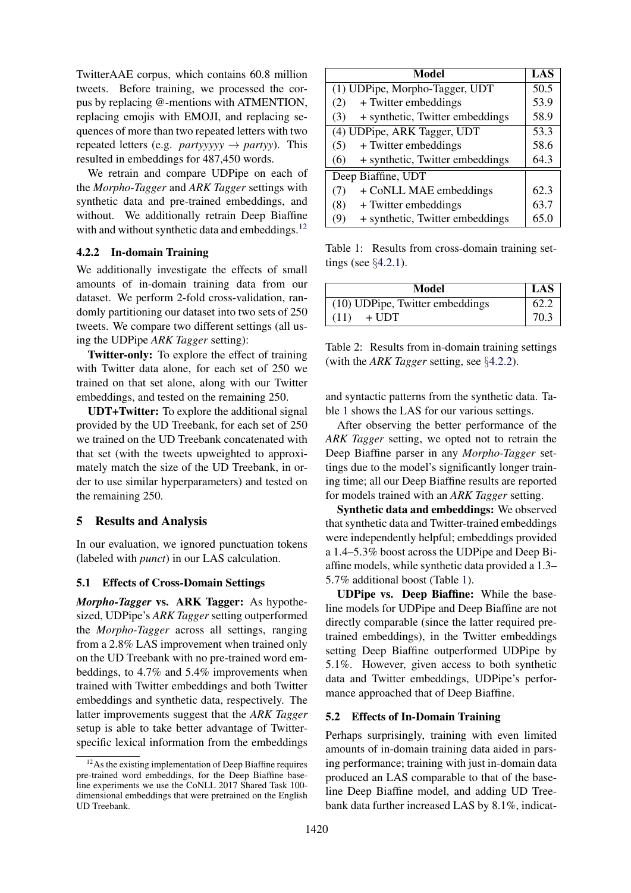TwitterAAE corpus, which contains 60.8 million tweets. Before training, we processed the corpus by replacing @-mentions with ATMENTION, replacing emojis with EMOJI, and replacing sequences of more than two repeated letters with two repeated letters (e.g. *partyyyyy* → *partyy*). This resulted in embeddings for 487,450 words.

We retrain and compare UDPipe on each of the *Morpho-Tagger* and *ARK Tagger* settings with synthetic data and pre-trained embeddings, and without. We additionally retrain Deep Biaffine with and without synthetic data and embeddings.[12]

#### 4.2.2 In-domain Training

We additionally investigate the effects of small amounts of in-domain training data from our dataset. We perform 2-fold cross-validation, randomly partitioning our dataset into two sets of 250 tweets. We compare two different settings (all using the UDPipe *ARK Tagger* setting):

**Twitter-only:** To explore the effect of training with Twitter data alone, for each set of 250 we trained on that set alone, along with our Twitter embeddings, and tested on the remaining 250.

**UDT+Twitter:** To explore the additional signal provided by the UD Treebank, for each set of 250 we trained on the UD Treebank concatenated with that set (with the tweets upweighted to approximately match the size of the UD Treebank, in order to use similar hyperparameters) and tested on the remaining 250.

## 5 Results and Analysis

In our evaluation, we ignored punctuation tokens (labeled with *punct*) in our LAS calculation.

### 5.1 Effects of Cross-Domain Settings

***Morpho-Tagger* vs. ARK Tagger:** As hypothesized, UDPipe's *ARK Tagger* setting outperformed the *Morpho-Tagger* across all settings, ranging from a 2.8% LAS improvement when trained only on the UD Treebank with no pre-trained word embeddings, to 4.7% and 5.4% improvements when trained with Twitter embeddings and both Twitter embeddings and synthetic data, respectively. The latter improvements suggest that the *ARK Tagger* setup is able to take better advantage of Twitter-specific lexical information from the embeddings and syntactic patterns from the synthetic data. Table 1 shows the LAS for our various settings.

| Model | LAS |
|---|---|
| (1) UDPipe, Morpho-Tagger, UDT | 50.5 |
| (2) + Twitter embeddings | 53.9 |
| (3) + synthetic, Twitter embeddings | 58.9 |
| (4) UDPipe, ARK Tagger, UDT | 53.3 |
| (5) + Twitter embeddings | 58.6 |
| (6) + synthetic, Twitter embeddings | 64.3 |
| Deep Biaffine, UDT | |
| (7) + CoNLL MAE embeddings | 62.3 |
| (8) + Twitter embeddings | 63.7 |
| (9) + synthetic, Twitter embeddings | 65.0 |

Table 1: Results from cross-domain training settings (see §4.2.1).

| Model | LAS |
|---|---|
| (10) UDPipe, Twitter embeddings | 62.2 |
| (11) + UDT | 70.3 |

Table 2: Results from in-domain training settings (with the *ARK Tagger* setting, see §4.2.2).

After observing the better performance of the *ARK Tagger* setting, we opted not to retrain the Deep Biaffine parser in any *Morpho-Tagger* settings due to the model's significantly longer training time; all our Deep Biaffine results are reported for models trained with an *ARK Tagger* setting.

**Synthetic data and embeddings:** We observed that synthetic data and Twitter-trained embeddings were independently helpful; embeddings provided a 1.4–5.3% boost across the UDPipe and Deep Biaffine models, while synthetic data provided a 1.3–5.7% additional boost (Table 1).

**UDPipe vs. Deep Biaffine:** While the baseline models for UDPipe and Deep Biaffine are not directly comparable (since the latter required pre-trained embeddings), in the Twitter embeddings setting Deep Biaffine outperformed UDPipe by 5.1%. However, given access to both synthetic data and Twitter embeddings, UDPipe's performance approached that of Deep Biaffine.

### 5.2 Effects of In-Domain Training

Perhaps surprisingly, training with even limited amounts of in-domain training data aided in parsing performance; training with just in-domain data produced an LAS comparable to that of the baseline Deep Biaffine model, and adding UD Treebank data further increased LAS by 8.1%, indicat-

[12] As the existing implementation of Deep Biaffine requires pre-trained word embeddings, for the Deep Biaffine baseline experiments we use the CoNLL 2017 Shared Task 100-dimensional embeddings that were pretrained on the English UD Treebank.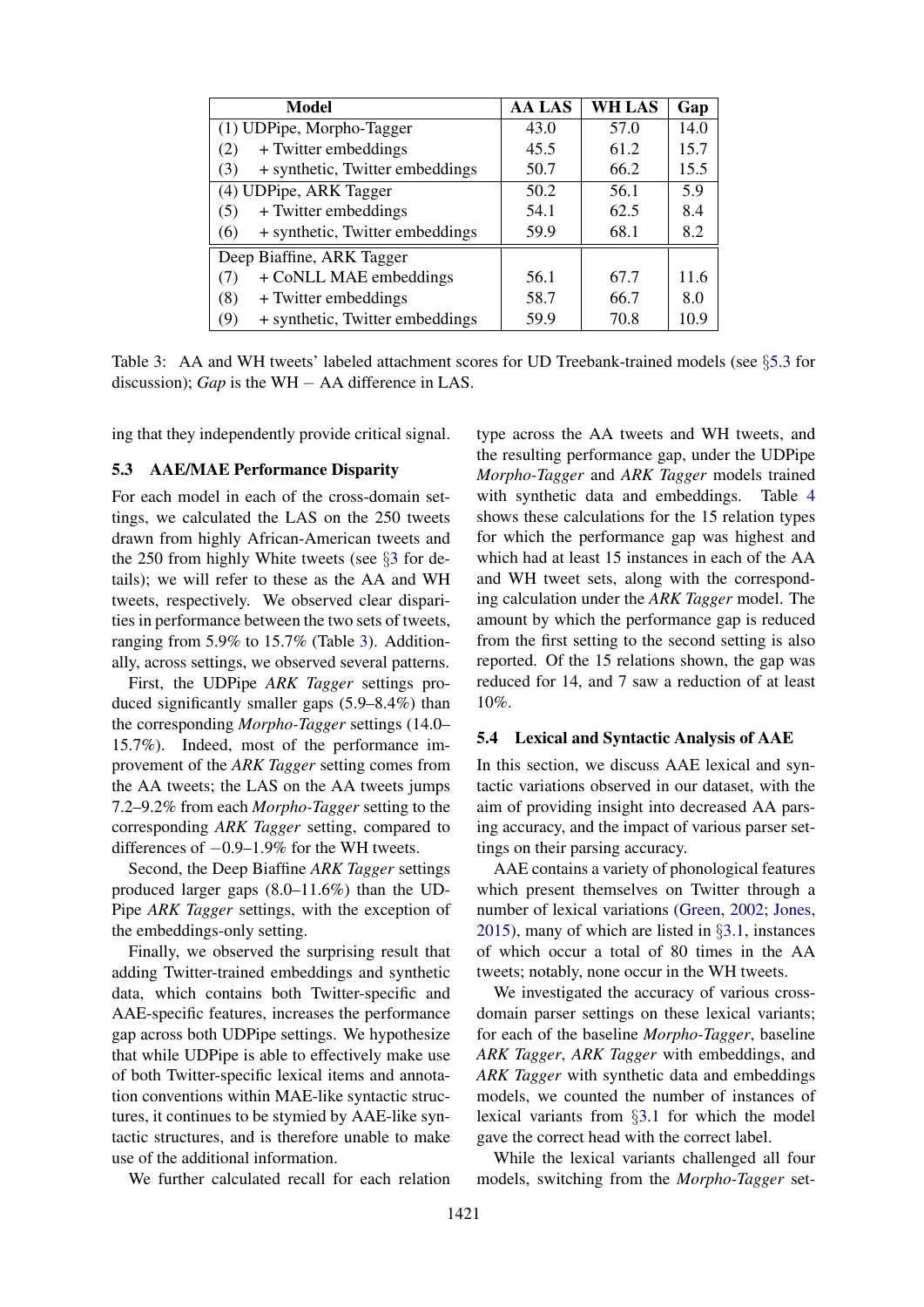| Model | AA LAS | WH LAS | Gap |
|---|---|---|---|
| (1) UDPipe, Morpho-Tagger | 43.0 | 57.0 | 14.0 |
| (2) + Twitter embeddings | 45.5 | 61.2 | 15.7 |
| (3) + synthetic, Twitter embeddings | 50.7 | 66.2 | 15.5 |
| (4) UDPipe, ARK Tagger | 50.2 | 56.1 | 5.9 |
| (5) + Twitter embeddings | 54.1 | 62.5 | 8.4 |
| (6) + synthetic, Twitter embeddings | 59.9 | 68.1 | 8.2 |
| Deep Biaffine, ARK Tagger | | | |
| (7) + CoNLL MAE embeddings | 56.1 | 67.7 | 11.6 |
| (8) + Twitter embeddings | 58.7 | 66.7 | 8.0 |
| (9) + synthetic, Twitter embeddings | 59.9 | 70.8 | 10.9 |

Table 3: AA and WH tweets' labeled attachment scores for UD Treebank-trained models (see §5.3 for discussion); *Gap* is the WH − AA difference in LAS.

ing that they independently provide critical signal.

### 5.3 AAE/MAE Performance Disparity

For each model in each of the cross-domain settings, we calculated the LAS on the 250 tweets drawn from highly African-American tweets and the 250 from highly White tweets (see §3 for details); we will refer to these as the AA and WH tweets, respectively. We observed clear disparities in performance between the two sets of tweets, ranging from 5.9% to 15.7% (Table 3). Additionally, across settings, we observed several patterns.

First, the UDPipe *ARK Tagger* settings produced significantly smaller gaps (5.9–8.4%) than the corresponding *Morpho-Tagger* settings (14.0–15.7%). Indeed, most of the performance improvement of the *ARK Tagger* setting comes from the AA tweets; the LAS on the AA tweets jumps 7.2–9.2% from each *Morpho-Tagger* setting to the corresponding *ARK Tagger* setting, compared to differences of −0.9–1.9% for the WH tweets.

Second, the Deep Biaffine *ARK Tagger* settings produced larger gaps (8.0–11.6%) than the UDPipe *ARK Tagger* settings, with the exception of the embeddings-only setting.

Finally, we observed the surprising result that adding Twitter-trained embeddings and synthetic data, which contains both Twitter-specific and AAE-specific features, increases the performance gap across both UDPipe settings. We hypothesize that while UDPipe is able to effectively make use of both Twitter-specific lexical items and annotation conventions within MAE-like syntactic structures, it continues to be stymied by AAE-like syntactic structures, and is therefore unable to make use of the additional information.

We further calculated recall for each relation type across the AA tweets and WH tweets, and the resulting performance gap, under the UDPipe *Morpho-Tagger* and *ARK Tagger* models trained with synthetic data and embeddings. Table 4 shows these calculations for the 15 relation types for which the performance gap was highest and which had at least 15 instances in each of the AA and WH tweet sets, along with the corresponding calculation under the *ARK Tagger* model. The amount by which the performance gap is reduced from the first setting to the second setting is also reported. Of the 15 relations shown, the gap was reduced for 14, and 7 saw a reduction of at least 10%.

### 5.4 Lexical and Syntactic Analysis of AAE

In this section, we discuss AAE lexical and syntactic variations observed in our dataset, with the aim of providing insight into decreased AA parsing accuracy, and the impact of various parser settings on their parsing accuracy.

AAE contains a variety of phonological features which present themselves on Twitter through a number of lexical variations (Green, 2002; Jones, 2015), many of which are listed in §3.1, instances of which occur a total of 80 times in the AA tweets; notably, none occur in the WH tweets.

We investigated the accuracy of various cross-domain parser settings on these lexical variants; for each of the baseline *Morpho-Tagger*, baseline *ARK Tagger*, *ARK Tagger* with embeddings, and *ARK Tagger* with synthetic data and embeddings models, we counted the number of instances of lexical variants from §3.1 for which the model gave the correct head with the correct label.

While the lexical variants challenged all four models, switching from the *Morpho-Tagger* set-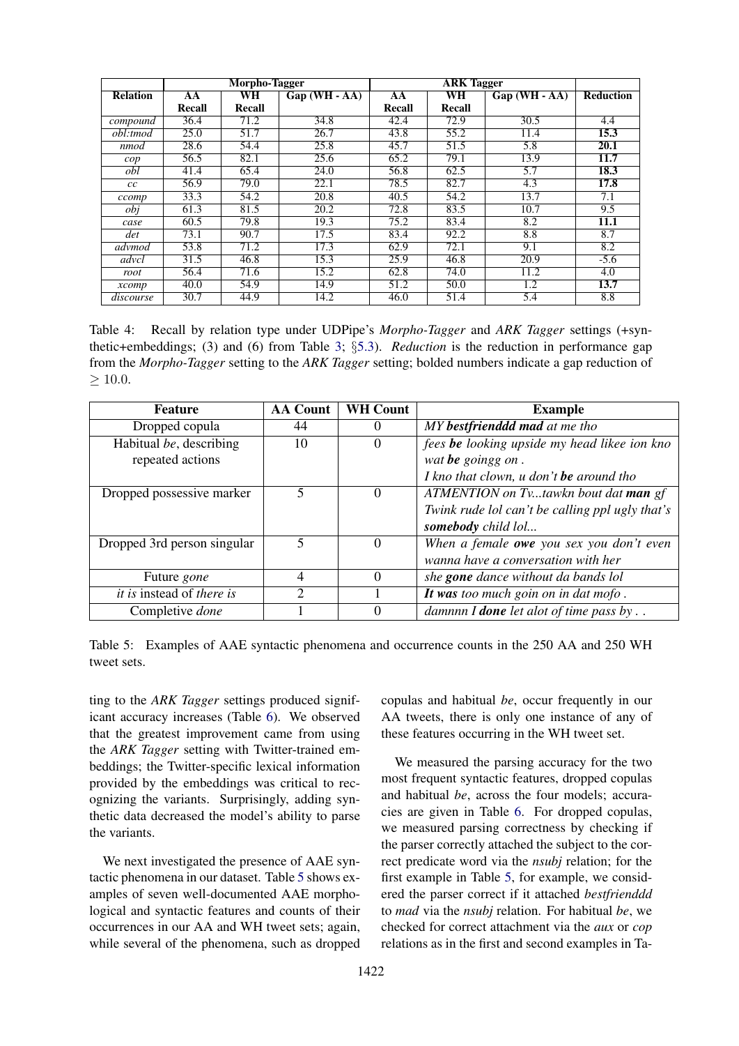| Relation | Morpho-Tagger | | | ARK Tagger | | | Reduction |
|---|---|---|---|---|---|---|---|
| | AA Recall | WH Recall | Gap (WH - AA) | AA Recall | WH Recall | Gap (WH - AA) | |
| *compound* | 36.4 | 71.2 | 34.8 | 42.4 | 72.9 | 30.5 | 4.4 |
| *obl:tmod* | 25.0 | 51.7 | 26.7 | 43.8 | 55.2 | 11.4 | **15.3** |
| *nmod* | 28.6 | 54.4 | 25.8 | 45.7 | 51.5 | 5.8 | **20.1** |
| *cop* | 56.5 | 82.1 | 25.6 | 65.2 | 79.1 | 13.9 | **11.7** |
| *obl* | 41.4 | 65.4 | 24.0 | 56.8 | 62.5 | 5.7 | **18.3** |
| *cc* | 56.9 | 79.0 | 22.1 | 78.5 | 82.7 | 4.3 | **17.8** |
| *ccomp* | 33.3 | 54.2 | 20.8 | 40.5 | 54.2 | 13.7 | 7.1 |
| *obj* | 61.3 | 81.5 | 20.2 | 72.8 | 83.5 | 10.7 | 9.5 |
| *case* | 60.5 | 79.8 | 19.3 | 75.2 | 83.4 | 8.2 | **11.1** |
| *det* | 73.1 | 90.7 | 17.5 | 83.4 | 92.2 | 8.8 | 8.7 |
| *advmod* | 53.8 | 71.2 | 17.3 | 62.9 | 72.1 | 9.1 | 8.2 |
| *advcl* | 31.5 | 46.8 | 15.3 | 25.9 | 46.8 | 20.9 | -5.6 |
| *root* | 56.4 | 71.6 | 15.2 | 62.8 | 74.0 | 11.2 | 4.0 |
| *xcomp* | 40.0 | 54.9 | 14.9 | 51.2 | 50.0 | 1.2 | **13.7** |
| *discourse* | 30.7 | 44.9 | 14.2 | 46.0 | 51.4 | 5.4 | 8.8 |

Table 4: Recall by relation type under UDPipe's *Morpho-Tagger* and *ARK Tagger* settings (+synthetic+embeddings; (3) and (6) from Table 3; §5.3). *Reduction* is the reduction in performance gap from the *Morpho-Tagger* setting to the *ARK Tagger* setting; bolded numbers indicate a gap reduction of $\geq 10.0$.

| Feature | AA Count | WH Count | Example |
|---|---|---|---|
| Dropped copula | 44 | 0 | *MY **bestfrienddd mad** at me tho* |
| Habitual *be*, describing repeated actions | 10 | 0 | *fees **be** looking upside my head likee ion kno wat **be** goingg on .* *I kno that clown, u don't **be** around tho* |
| Dropped possessive marker | 5 | 0 | *ATMENTION on Tv...tawkn bout dat **man** gf* *Twink rude lol can't be calling ppl ugly that's **somebody** child lol...* |
| Dropped 3rd person singular | 5 | 0 | *When a female **owe** you sex you don't even wanna have a conversation with her* |
| Future *gone* | 4 | 0 | *she **gone** dance without da bands lol* |
| *it is* instead of *there is* | 2 | 1 | ***It was** too much goin on in dat mofo .* |
| Completive *done* | 1 | 0 | *damnnn I **done** let alot of time pass by . .* |

Table 5: Examples of AAE syntactic phenomena and occurrence counts in the 250 AA and 250 WH tweet sets.

ting to the *ARK Tagger* settings produced significant accuracy increases (Table 6). We observed that the greatest improvement came from using the *ARK Tagger* setting with Twitter-trained embeddings; the Twitter-specific lexical information provided by the embeddings was critical to recognizing the variants. Surprisingly, adding synthetic data decreased the model's ability to parse the variants.

We next investigated the presence of AAE syntactic phenomena in our dataset. Table 5 shows examples of seven well-documented AAE morphological and syntactic features and counts of their occurrences in our AA and WH tweet sets; again, while several of the phenomena, such as dropped copulas and habitual *be*, occur frequently in our AA tweets, there is only one instance of any of these features occurring in the WH tweet set.

We measured the parsing accuracy for the two most frequent syntactic features, dropped copulas and habitual *be*, across the four models; accuracies are given in Table 6. For dropped copulas, we measured parsing correctness by checking if the parser correctly attached the subject to the correct predicate word via the *nsubj* relation; for the first example in Table 5, for example, we considered the parser correct if it attached *bestfrienddd* to *mad* via the *nsubj* relation. For habitual *be*, we checked for correct attachment via the *aux* or *cop* relations as in the first and second examples in Ta-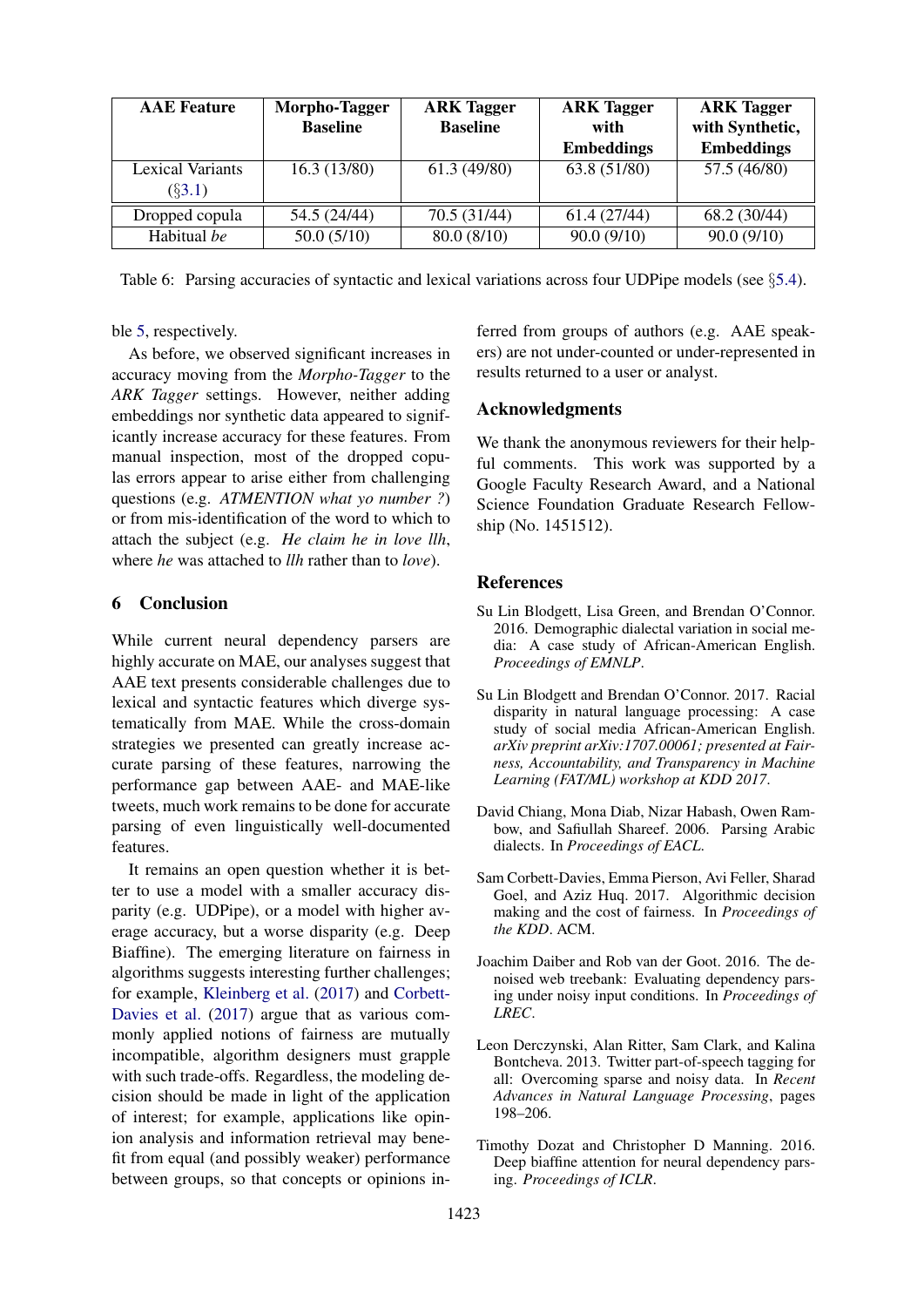| AAE Feature | Morpho-Tagger Baseline | ARK Tagger Baseline | ARK Tagger with Embeddings | ARK Tagger with Synthetic, Embeddings |
|---|---|---|---|---|
| Lexical Variants (§3.1) | 16.3 (13/80) | 61.3 (49/80) | 63.8 (51/80) | 57.5 (46/80) |
| Dropped copula | 54.5 (24/44) | 70.5 (31/44) | 61.4 (27/44) | 68.2 (30/44) |
| Habitual *be* | 50.0 (5/10) | 80.0 (8/10) | 90.0 (9/10) | 90.0 (9/10) |

Table 6: Parsing accuracies of syntactic and lexical variations across four UDPipe models (see §5.4).

ble 5, respectively.

As before, we observed significant increases in accuracy moving from the *Morpho-Tagger* to the *ARK Tagger* settings. However, neither adding embeddings nor synthetic data appeared to significantly increase accuracy for these features. From manual inspection, most of the dropped copulas errors appear to arise either from challenging questions (e.g. *ATMENTION what yo number ?*) or from mis-identification of the word to which to attach the subject (e.g. *He claim he in love llh*, where *he* was attached to *llh* rather than to *love*).

## 6 Conclusion

While current neural dependency parsers are highly accurate on MAE, our analyses suggest that AAE text presents considerable challenges due to lexical and syntactic features which diverge systematically from MAE. While the cross-domain strategies we presented can greatly increase accurate parsing of these features, narrowing the performance gap between AAE- and MAE-like tweets, much work remains to be done for accurate parsing of even linguistically well-documented features.

It remains an open question whether it is better to use a model with a smaller accuracy disparity (e.g. UDPipe), or a model with higher average accuracy, but a worse disparity (e.g. Deep Biaffine). The emerging literature on fairness in algorithms suggests interesting further challenges; for example, Kleinberg et al. (2017) and Corbett-Davies et al. (2017) argue that as various commonly applied notions of fairness are mutually incompatible, algorithm designers must grapple with such trade-offs. Regardless, the modeling decision should be made in light of the application of interest; for example, applications like opinion analysis and information retrieval may benefit from equal (and possibly weaker) performance between groups, so that concepts or opinions inferred from groups of authors (e.g. AAE speakers) are not under-counted or under-represented in results returned to a user or analyst.

## Acknowledgments

We thank the anonymous reviewers for their helpful comments. This work was supported by a Google Faculty Research Award, and a National Science Foundation Graduate Research Fellowship (No. 1451512).

## References

Su Lin Blodgett, Lisa Green, and Brendan O'Connor. 2016. Demographic dialectal variation in social media: A case study of African-American English. *Proceedings of EMNLP*.

Su Lin Blodgett and Brendan O'Connor. 2017. Racial disparity in natural language processing: A case study of social media African-American English. *arXiv preprint arXiv:1707.00061; presented at Fairness, Accountability, and Transparency in Machine Learning (FAT/ML) workshop at KDD 2017*.

David Chiang, Mona Diab, Nizar Habash, Owen Rambow, and Safiullah Shareef. 2006. Parsing Arabic dialects. In *Proceedings of EACL*.

Sam Corbett-Davies, Emma Pierson, Avi Feller, Sharad Goel, and Aziz Huq. 2017. Algorithmic decision making and the cost of fairness. In *Proceedings of the KDD*. ACM.

Joachim Daiber and Rob van der Goot. 2016. The denoised web treebank: Evaluating dependency parsing under noisy input conditions. In *Proceedings of LREC*.

Leon Derczynski, Alan Ritter, Sam Clark, and Kalina Bontcheva. 2013. Twitter part-of-speech tagging for all: Overcoming sparse and noisy data. In *Recent Advances in Natural Language Processing*, pages 198–206.

Timothy Dozat and Christopher D Manning. 2016. Deep biaffine attention for neural dependency parsing. *Proceedings of ICLR*.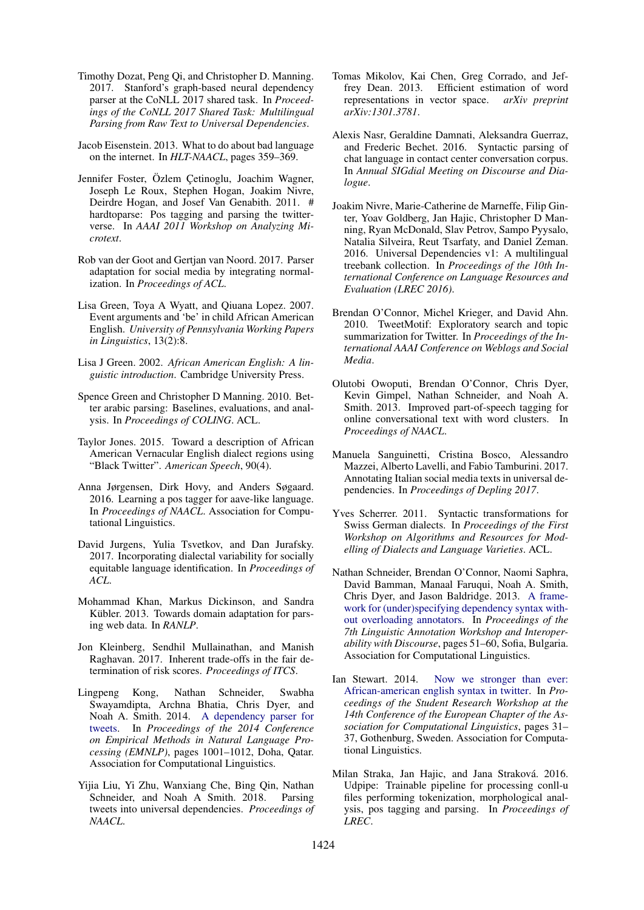Timothy Dozat, Peng Qi, and Christopher D. Manning. 2017. Stanford's graph-based neural dependency parser at the CoNLL 2017 shared task. In *Proceedings of the CoNLL 2017 Shared Task: Multilingual Parsing from Raw Text to Universal Dependencies*.

Jacob Eisenstein. 2013. What to do about bad language on the internet. In *HLT-NAACL*, pages 359–369.

Jennifer Foster, Özlem Çetinoglu, Joachim Wagner, Joseph Le Roux, Stephen Hogan, Joakim Nivre, Deirdre Hogan, and Josef Van Genabith. 2011. # hardtoparse: Pos tagging and parsing the twitterverse. In *AAAI 2011 Workshop on Analyzing Microtext*.

Rob van der Goot and Gertjan van Noord. 2017. Parser adaptation for social media by integrating normalization. In *Proceedings of ACL*.

Lisa Green, Toya A Wyatt, and Qiuana Lopez. 2007. Event arguments and 'be' in child African American English. *University of Pennsylvania Working Papers in Linguistics*, 13(2):8.

Lisa J Green. 2002. *African American English: A linguistic introduction*. Cambridge University Press.

Spence Green and Christopher D Manning. 2010. Better arabic parsing: Baselines, evaluations, and analysis. In *Proceedings of COLING*. ACL.

Taylor Jones. 2015. Toward a description of African American Vernacular English dialect regions using "Black Twitter". *American Speech*, 90(4).

Anna Jørgensen, Dirk Hovy, and Anders Søgaard. 2016. Learning a pos tagger for aave-like language. In *Proceedings of NAACL*. Association for Computational Linguistics.

David Jurgens, Yulia Tsvetkov, and Dan Jurafsky. 2017. Incorporating dialectal variability for socially equitable language identification. In *Proceedings of ACL*.

Mohammad Khan, Markus Dickinson, and Sandra Kübler. 2013. Towards domain adaptation for parsing web data. In *RANLP*.

Jon Kleinberg, Sendhil Mullainathan, and Manish Raghavan. 2017. Inherent trade-offs in the fair determination of risk scores. *Proceedings of ITCS*.

Lingpeng Kong, Nathan Schneider, Swabha Swayamdipta, Archna Bhatia, Chris Dyer, and Noah A. Smith. 2014. A dependency parser for tweets. In *Proceedings of the 2014 Conference on Empirical Methods in Natural Language Processing (EMNLP)*, pages 1001–1012, Doha, Qatar. Association for Computational Linguistics.

Yijia Liu, Yi Zhu, Wanxiang Che, Bing Qin, Nathan Schneider, and Noah A Smith. 2018. Parsing tweets into universal dependencies. *Proceedings of NAACL*.

Tomas Mikolov, Kai Chen, Greg Corrado, and Jeffrey Dean. 2013. Efficient estimation of word representations in vector space. *arXiv preprint arXiv:1301.3781*.

Alexis Nasr, Geraldine Damnati, Aleksandra Guerraz, and Frederic Bechet. 2016. Syntactic parsing of chat language in contact center conversation corpus. In *Annual SIGdial Meeting on Discourse and Dialogue*.

Joakim Nivre, Marie-Catherine de Marneffe, Filip Ginter, Yoav Goldberg, Jan Hajic, Christopher D Manning, Ryan McDonald, Slav Petrov, Sampo Pyysalo, Natalia Silveira, Reut Tsarfaty, and Daniel Zeman. 2016. Universal Dependencies v1: A multilingual treebank collection. In *Proceedings of the 10th International Conference on Language Resources and Evaluation (LREC 2016)*.

Brendan O'Connor, Michel Krieger, and David Ahn. 2010. TweetMotif: Exploratory search and topic summarization for Twitter. In *Proceedings of the International AAAI Conference on Weblogs and Social Media*.

Olutobi Owoputi, Brendan O'Connor, Chris Dyer, Kevin Gimpel, Nathan Schneider, and Noah A. Smith. 2013. Improved part-of-speech tagging for online conversational text with word clusters. In *Proceedings of NAACL*.

Manuela Sanguinetti, Cristina Bosco, Alessandro Mazzei, Alberto Lavelli, and Fabio Tamburini. 2017. Annotating Italian social media texts in universal dependencies. In *Proceedings of Depling 2017*.

Yves Scherrer. 2011. Syntactic transformations for Swiss German dialects. In *Proceedings of the First Workshop on Algorithms and Resources for Modelling of Dialects and Language Varieties*. ACL.

Nathan Schneider, Brendan O'Connor, Naomi Saphra, David Bamman, Manaal Faruqui, Noah A. Smith, Chris Dyer, and Jason Baldridge. 2013. A framework for (under)specifying dependency syntax without overloading annotators. In *Proceedings of the 7th Linguistic Annotation Workshop and Interoperability with Discourse*, pages 51–60, Sofia, Bulgaria. Association for Computational Linguistics.

Ian Stewart. 2014. Now we stronger than ever: African-american english syntax in twitter. In *Proceedings of the Student Research Workshop at the 14th Conference of the European Chapter of the Association for Computational Linguistics*, pages 31–37, Gothenburg, Sweden. Association for Computational Linguistics.

Milan Straka, Jan Hajic, and Jana Straková. 2016. Udpipe: Trainable pipeline for processing conll-u files performing tokenization, morphological analysis, pos tagging and parsing. In *Proceedings of LREC*.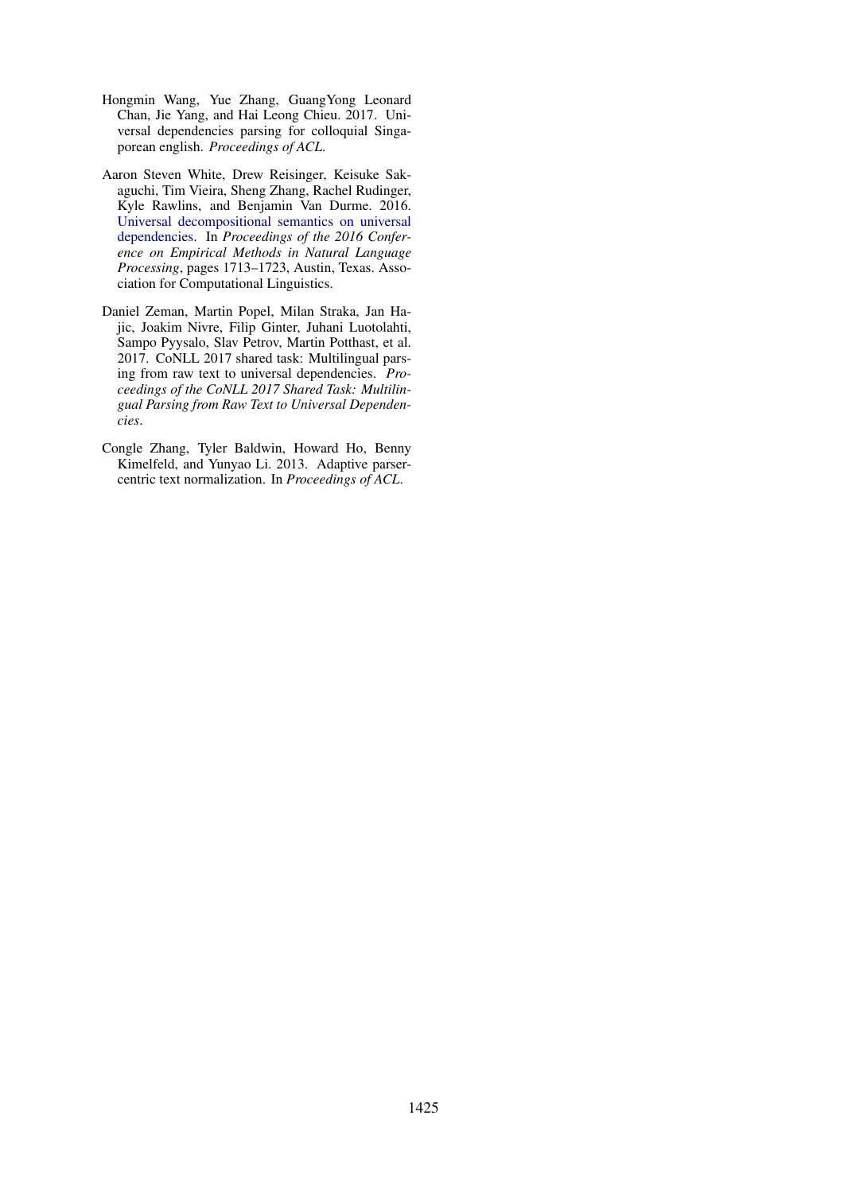Hongmin Wang, Yue Zhang, GuangYong Leonard Chan, Jie Yang, and Hai Leong Chieu. 2017. Universal dependencies parsing for colloquial Singaporean english. *Proceedings of ACL*.

Aaron Steven White, Drew Reisinger, Keisuke Sakaguchi, Tim Vieira, Sheng Zhang, Rachel Rudinger, Kyle Rawlins, and Benjamin Van Durme. 2016. Universal decompositional semantics on universal dependencies. In *Proceedings of the 2016 Conference on Empirical Methods in Natural Language Processing*, pages 1713–1723, Austin, Texas. Association for Computational Linguistics.

Daniel Zeman, Martin Popel, Milan Straka, Jan Hajic, Joakim Nivre, Filip Ginter, Juhani Luotolahti, Sampo Pyysalo, Slav Petrov, Martin Potthast, et al. 2017. CoNLL 2017 shared task: Multilingual parsing from raw text to universal dependencies. *Proceedings of the CoNLL 2017 Shared Task: Multilingual Parsing from Raw Text to Universal Dependencies*.

Congle Zhang, Tyler Baldwin, Howard Ho, Benny Kimelfeld, and Yunyao Li. 2013. Adaptive parser-centric text normalization. In *Proceedings of ACL*.